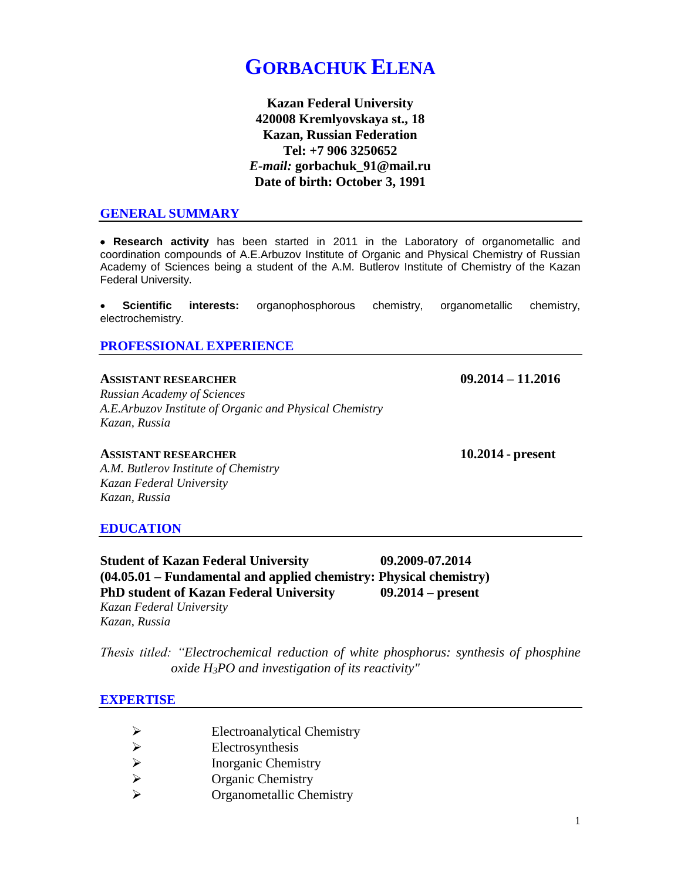# GORBACHUK ELENA

**Kazan Federal University**
**420008 Kremlyovskaya st., 18**
**Kazan, Russian Federation**
**Tel: +7 906 3250652**
***E-mail:* gorbachuk_91@mail.ru**
**Date of birth: October 3, 1991**

## GENERAL SUMMARY

- **Research activity** has been started in 2011 in the Laboratory of organometallic and coordination compounds of A.E.Arbuzov Institute of Organic and Physical Chemistry of Russian Academy of Sciences being a student of the A.M. Butlerov Institute of Chemistry of the Kazan Federal University.

- **Scientific interests:** organophosphorous chemistry, organometallic chemistry, electrochemistry.

## PROFESSIONAL EXPERIENCE

**ASSISTANT RESEARCHER** **09.2014 – 11.2016**
*Russian Academy of Sciences*
*A.E.Arbuzov Institute of Organic and Physical Chemistry*
*Kazan, Russia*

**ASSISTANT RESEARCHER** **10.2014 - present**
*A.M. Butlerov Institute of Chemistry*
*Kazan Federal University*
*Kazan, Russia*

## EDUCATION

**Student of Kazan Federal University** **09.2009-07.2014**
**(04.05.01 – Fundamental and applied chemistry: Physical chemistry)**
**PhD student of Kazan Federal University** **09.2014 – present**
*Kazan Federal University*
*Kazan, Russia*

*Thesis titled: "Electrochemical reduction of white phosphorus: synthesis of phosphine oxide $H_3PO$ and investigation of its reactivity"*

## EXPERTISE

- Electroanalytical Chemistry
- Electrosynthesis
- Inorganic Chemistry
- Organic Chemistry
- Organometallic Chemistry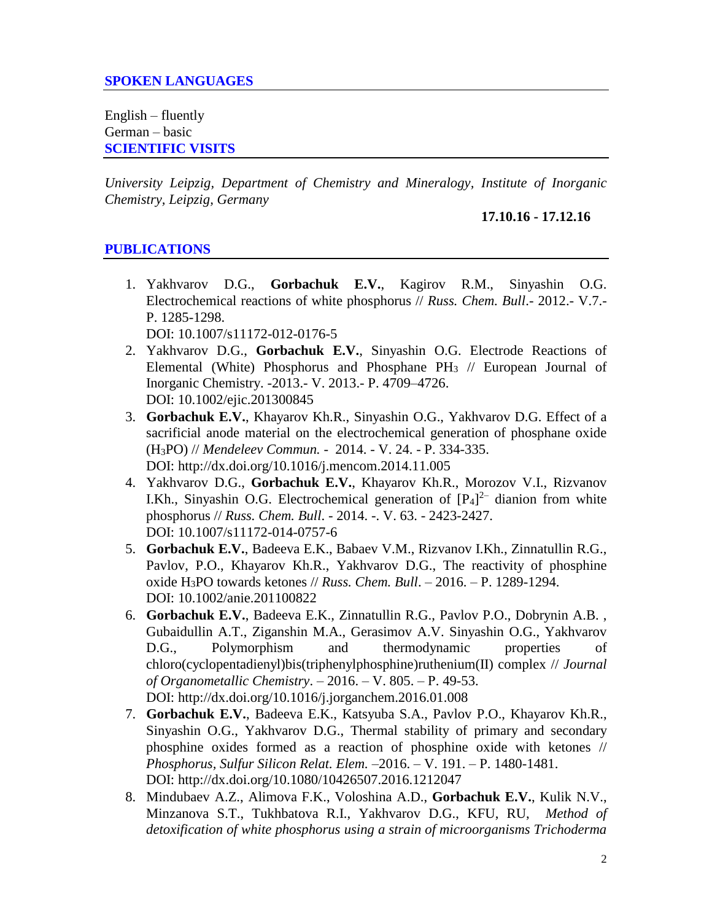## SPOKEN LANGUAGES

English – fluently
German – basic

## SCIENTIFIC VISITS

*University Leipzig, Department of Chemistry and Mineralogy, Institute of Inorganic Chemistry, Leipzig, Germany*

**17.10.16 - 17.12.16**

## PUBLICATIONS

1. Yakhvarov D.G., **Gorbachuk E.V.**, Kagirov R.M., Sinyashin O.G. Electrochemical reactions of white phosphorus // *Russ. Chem. Bull*.- 2012.- V.7.- P. 1285-1298.
   DOI: 10.1007/s11172-012-0176-5
2. Yakhvarov D.G., **Gorbachuk E.V.**, Sinyashin O.G. Electrode Reactions of Elemental (White) Phosphorus and Phosphane $PH_3$ // European Journal of Inorganic Chemistry. -2013.- V. 2013.- P. 4709–4726.
   DOI: 10.1002/ejic.201300845
3. **Gorbachuk E.V.**, Khayarov Kh.R., Sinyashin O.G., Yakhvarov D.G. Effect of a sacrificial anode material on the electrochemical generation of phosphane oxide ($H_3PO$) // *Mendeleev Commun.* - 2014. - V. 24. - P. 334-335.
   DOI: http://dx.doi.org/10.1016/j.mencom.2014.11.005
4. Yakhvarov D.G., **Gorbachuk E.V.**, Khayarov Kh.R., Morozov V.I., Rizvanov I.Kh., Sinyashin O.G. Electrochemical generation of $[P_4]^{2-}$ dianion from white phosphorus // *Russ. Chem. Bull*. - 2014. -. V. 63. - 2423-2427.
   DOI: 10.1007/s11172-014-0757-6
5. **Gorbachuk E.V.**, Badeeva E.K., Babaev V.M., Rizvanov I.Kh., Zinnatullin R.G., Pavlov, P.O., Khayarov Kh.R., Yakhvarov D.G., The reactivity of phosphine oxide $H_3PO$ towards ketones // *Russ. Chem. Bull*. – 2016. – P. 1289-1294.
   DOI: 10.1002/anie.201100822
6. **Gorbachuk E.V.**, Badeeva E.K., Zinnatullin R.G., Pavlov P.O., Dobrynin A.B. , Gubaidullin A.T., Ziganshin M.A., Gerasimov A.V. Sinyashin O.G., Yakhvarov D.G., Polymorphism and thermodynamic properties of chloro(cyclopentadienyl)bis(triphenylphosphine)ruthenium(II) complex // *Journal of Organometallic Chemistry*. – 2016. – V. 805. – P. 49-53.
   DOI: http://dx.doi.org/10.1016/j.jorganchem.2016.01.008
7. **Gorbachuk E.V.**, Badeeva E.K., Katsyuba S.A., Pavlov P.O., Khayarov Kh.R., Sinyashin O.G., Yakhvarov D.G., Thermal stability of primary and secondary phosphine oxides formed as a reaction of phosphine oxide with ketones // *Phosphorus, Sulfur Silicon Relat. Elem.* –2016. – V. 191. – P. 1480-1481.
   DOI: http://dx.doi.org/10.1080/10426507.2016.1212047
8. Mindubaev A.Z., Alimova F.K., Voloshina A.D., **Gorbachuk E.V.**, Kulik N.V., Minzanova S.T., Tukhbatova R.I., Yakhvarov D.G., KFU, RU, *Method of detoxification of white phosphorus using a strain of microorganisms Trichoderma*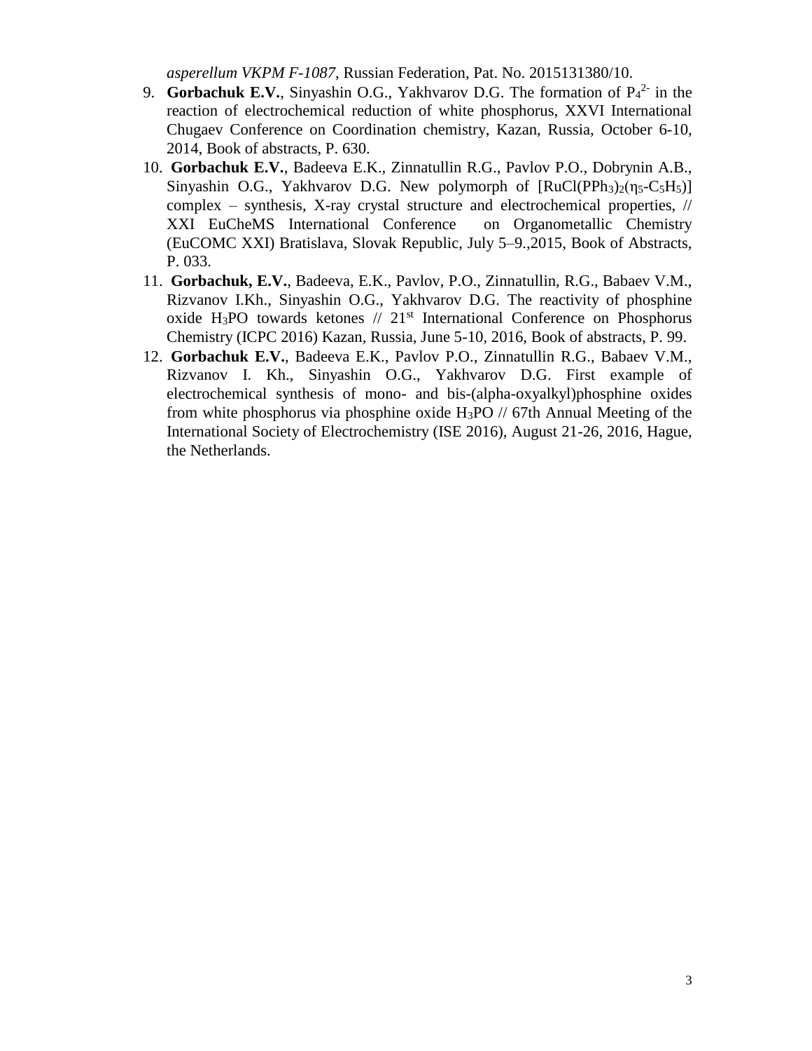*asperellum VKPM F-1087*, Russian Federation, Pat. No. 2015131380/10.

9. **Gorbachuk E.V.**, Sinyashin O.G., Yakhvarov D.G. The formation of $P_4^{2-}$ in the reaction of electrochemical reduction of white phosphorus, XXVI International Chugaev Conference on Coordination chemistry, Kazan, Russia, October 6-10, 2014, Book of abstracts, P. 630.
10. **Gorbachuk E.V.**, Badeeva E.K., Zinnatullin R.G., Pavlov P.O., Dobrynin A.B., Sinyashin O.G., Yakhvarov D.G. New polymorph of $[RuCl(PPh_3)_2(\eta_5\text{-}C_5H_5)]$ complex – synthesis, X-ray crystal structure and electrochemical properties, // XXI EuCheMS International Conference on Organometallic Chemistry (EuCOMC XXI) Bratislava, Slovak Republic, July 5–9.,2015, Book of Abstracts, P. 033.
11. **Gorbachuk, E.V.**, Badeeva, E.K., Pavlov, P.O., Zinnatullin, R.G., Babaev V.M., Rizvanov I.Kh., Sinyashin O.G., Yakhvarov D.G. The reactivity of phosphine oxide $H_3PO$ towards ketones // 21st International Conference on Phosphorus Chemistry (ICPC 2016) Kazan, Russia, June 5-10, 2016, Book of abstracts, P. 99.
12. **Gorbachuk E.V.**, Badeeva E.K., Pavlov P.O., Zinnatullin R.G., Babaev V.M., Rizvanov I. Kh., Sinyashin O.G., Yakhvarov D.G. First example of electrochemical synthesis of mono- and bis-(alpha-oxyalkyl)phosphine oxides from white phosphorus via phosphine oxide $H_3PO$ // 67th Annual Meeting of the International Society of Electrochemistry (ISE 2016), August 21-26, 2016, Hague, the Netherlands.